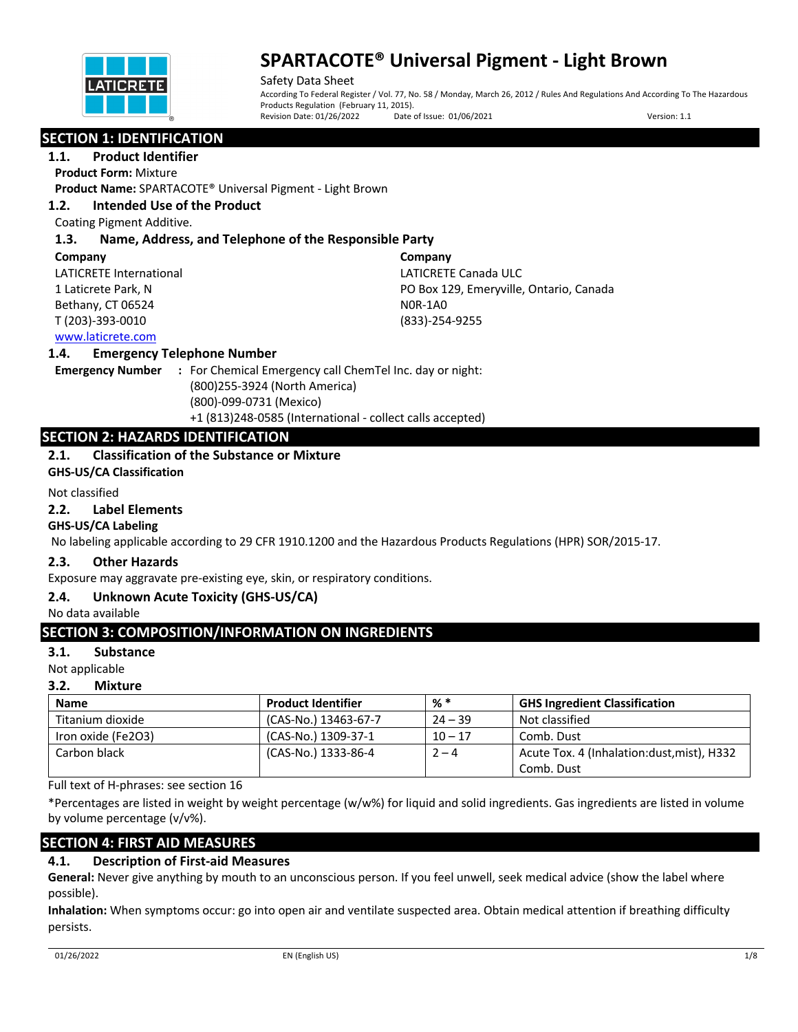# SPARTACOTE® Universal Pigment - Light Brown

Safety Data Sheet

According To Federal Register / Vol. 77, No. 58 / Monday, March 26, 2012 / Rules And Regulations And According To The Hazardous Products Regulation (February 11, 2015).

Revision Date: 01/26/2022 Date of Issue: 01/06/2021 Version: 1.1

## SECTION 1: IDENTIFICATION

### 1.1. Product Identifier

**Product Form:** Mixture

**Product Name:** SPARTACOTE® Universal Pigment - Light Brown

### 1.2. Intended Use of the Product

Coating Pigment Additive.

### 1.3. Name, Address, and Telephone of the Responsible Party

**Company**
LATICRETE International
1 Laticrete Park, N
Bethany, CT 06524
T (203)-393-0010
www.laticrete.com

**Company**
LATICRETE Canada ULC
PO Box 129, Emeryville, Ontario, Canada
N0R-1A0
(833)-254-9255

### 1.4. Emergency Telephone Number

**Emergency Number** : For Chemical Emergency call ChemTel Inc. day or night:
(800)255-3924 (North America)
(800)-099-0731 (Mexico)
+1 (813)248-0585 (International - collect calls accepted)

## SECTION 2: HAZARDS IDENTIFICATION

### 2.1. Classification of the Substance or Mixture

**GHS-US/CA Classification**

Not classified

### 2.2. Label Elements

**GHS-US/CA Labeling**

No labeling applicable according to 29 CFR 1910.1200 and the Hazardous Products Regulations (HPR) SOR/2015-17.

### 2.3. Other Hazards

Exposure may aggravate pre-existing eye, skin, or respiratory conditions.

### 2.4. Unknown Acute Toxicity (GHS-US/CA)

No data available

## SECTION 3: COMPOSITION/INFORMATION ON INGREDIENTS

### 3.1. Substance

Not applicable

### 3.2. Mixture

| Name | Product Identifier | % * | GHS Ingredient Classification |
|---|---|---|---|
| Titanium dioxide | (CAS-No.) 13463-67-7 | 24 – 39 | Not classified |
| Iron oxide ($Fe_2O_3$) | (CAS-No.) 1309-37-1 | 10 – 17 | Comb. Dust |
| Carbon black | (CAS-No.) 1333-86-4 | 2 – 4 | Acute Tox. 4 (Inhalation:dust,mist), H332<br>Comb. Dust |

Full text of H-phrases: see section 16

*Percentages are listed in weight by weight percentage (w/w%) for liquid and solid ingredients. Gas ingredients are listed in volume by volume percentage (v/v%).

## SECTION 4: FIRST AID MEASURES

### 4.1. Description of First-aid Measures

**General:** Never give anything by mouth to an unconscious person. If you feel unwell, seek medical advice (show the label where possible).

**Inhalation:** When symptoms occur: go into open air and ventilate suspected area. Obtain medical attention if breathing difficulty persists.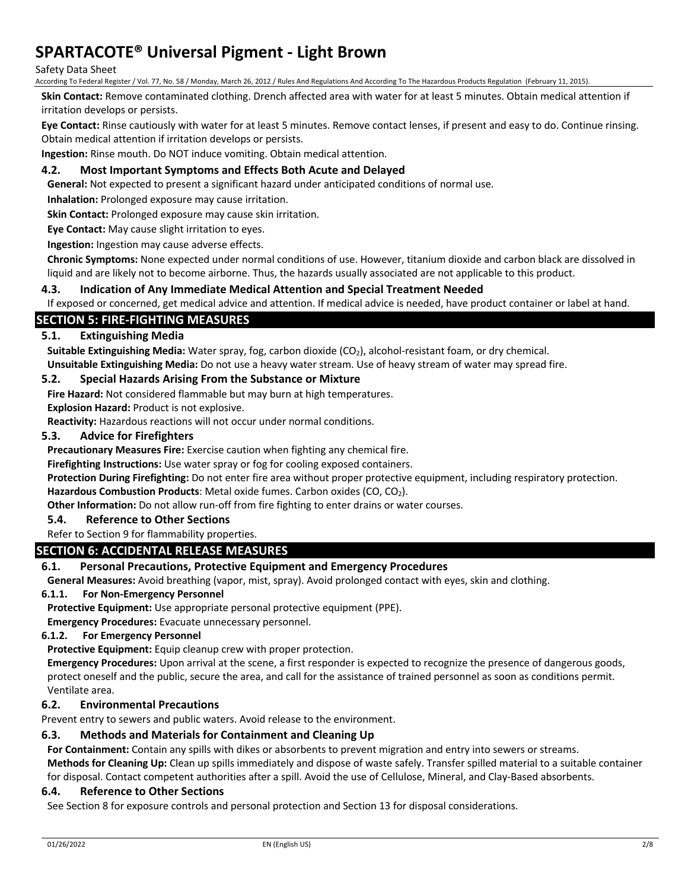**Skin Contact:** Remove contaminated clothing. Drench affected area with water for at least 5 minutes. Obtain medical attention if irritation develops or persists.

**Eye Contact:** Rinse cautiously with water for at least 5 minutes. Remove contact lenses, if present and easy to do. Continue rinsing. Obtain medical attention if irritation develops or persists.

**Ingestion:** Rinse mouth. Do NOT induce vomiting. Obtain medical attention.

### 4.2. Most Important Symptoms and Effects Both Acute and Delayed

**General:** Not expected to present a significant hazard under anticipated conditions of normal use.

**Inhalation:** Prolonged exposure may cause irritation.

**Skin Contact:** Prolonged exposure may cause skin irritation.

**Eye Contact:** May cause slight irritation to eyes.

**Ingestion:** Ingestion may cause adverse effects.

**Chronic Symptoms:** None expected under normal conditions of use. However, titanium dioxide and carbon black are dissolved in liquid and are likely not to become airborne. Thus, the hazards usually associated are not applicable to this product.

### 4.3. Indication of Any Immediate Medical Attention and Special Treatment Needed

If exposed or concerned, get medical advice and attention. If medical advice is needed, have product container or label at hand.

## SECTION 5: FIRE-FIGHTING MEASURES

### 5.1. Extinguishing Media

**Suitable Extinguishing Media:** Water spray, fog, carbon dioxide ($CO_2$), alcohol-resistant foam, or dry chemical.

**Unsuitable Extinguishing Media:** Do not use a heavy water stream. Use of heavy stream of water may spread fire.

### 5.2. Special Hazards Arising From the Substance or Mixture

**Fire Hazard:** Not considered flammable but may burn at high temperatures.

**Explosion Hazard:** Product is not explosive.

**Reactivity:** Hazardous reactions will not occur under normal conditions.

### 5.3. Advice for Firefighters

**Precautionary Measures Fire:** Exercise caution when fighting any chemical fire.

**Firefighting Instructions:** Use water spray or fog for cooling exposed containers.

**Protection During Firefighting:** Do not enter fire area without proper protective equipment, including respiratory protection.

**Hazardous Combustion Products**: Metal oxide fumes. Carbon oxides (CO, $CO_2$).

**Other Information:** Do not allow run-off from fire fighting to enter drains or water courses.

### 5.4. Reference to Other Sections

Refer to Section 9 for flammability properties.

## SECTION 6: ACCIDENTAL RELEASE MEASURES

### 6.1. Personal Precautions, Protective Equipment and Emergency Procedures

**General Measures:** Avoid breathing (vapor, mist, spray). Avoid prolonged contact with eyes, skin and clothing.

#### 6.1.1. For Non-Emergency Personnel

**Protective Equipment:** Use appropriate personal protective equipment (PPE).

**Emergency Procedures:** Evacuate unnecessary personnel.

#### 6.1.2. For Emergency Personnel

**Protective Equipment:** Equip cleanup crew with proper protection.

**Emergency Procedures:** Upon arrival at the scene, a first responder is expected to recognize the presence of dangerous goods, protect oneself and the public, secure the area, and call for the assistance of trained personnel as soon as conditions permit. Ventilate area.

### 6.2. Environmental Precautions

Prevent entry to sewers and public waters. Avoid release to the environment.

### 6.3. Methods and Materials for Containment and Cleaning Up

**For Containment:** Contain any spills with dikes or absorbents to prevent migration and entry into sewers or streams.

**Methods for Cleaning Up:** Clean up spills immediately and dispose of waste safely. Transfer spilled material to a suitable container for disposal. Contact competent authorities after a spill. Avoid the use of Cellulose, Mineral, and Clay-Based absorbents.

### 6.4. Reference to Other Sections

See Section 8 for exposure controls and personal protection and Section 13 for disposal considerations.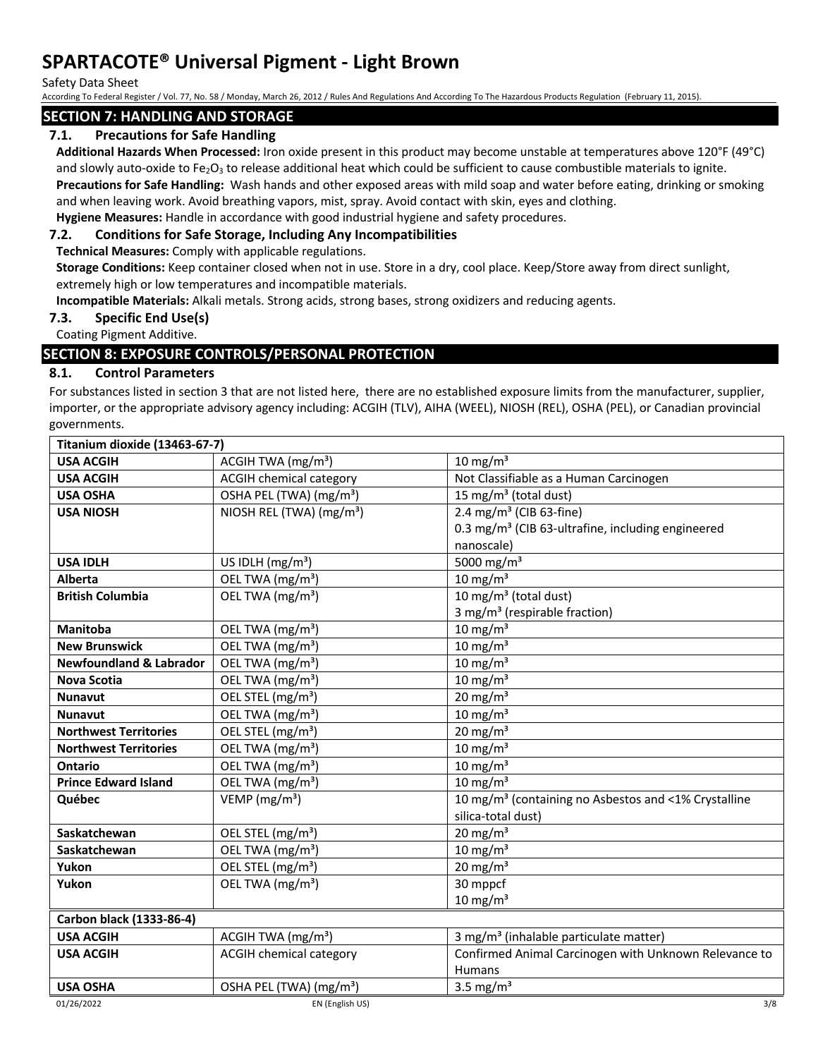## SECTION 7: HANDLING AND STORAGE

### 7.1. Precautions for Safe Handling

**Additional Hazards When Processed:** Iron oxide present in this product may become unstable at temperatures above 120°F (49°C) and slowly auto-oxide to $Fe_2O_3$ to release additional heat which could be sufficient to cause combustible materials to ignite.

**Precautions for Safe Handling:** Wash hands and other exposed areas with mild soap and water before eating, drinking or smoking and when leaving work. Avoid breathing vapors, mist, spray. Avoid contact with skin, eyes and clothing.

**Hygiene Measures:** Handle in accordance with good industrial hygiene and safety procedures.

### 7.2. Conditions for Safe Storage, Including Any Incompatibilities

**Technical Measures:** Comply with applicable regulations.

**Storage Conditions:** Keep container closed when not in use. Store in a dry, cool place. Keep/Store away from direct sunlight, extremely high or low temperatures and incompatible materials.

**Incompatible Materials:** Alkali metals. Strong acids, strong bases, strong oxidizers and reducing agents.

### 7.3. Specific End Use(s)

Coating Pigment Additive.

## SECTION 8: EXPOSURE CONTROLS/PERSONAL PROTECTION

### 8.1. Control Parameters

For substances listed in section 3 that are not listed here, there are no established exposure limits from the manufacturer, supplier, importer, or the appropriate advisory agency including: ACGIH (TLV), AIHA (WEEL), NIOSH (REL), OSHA (PEL), or Canadian provincial governments.

| **Titanium dioxide (13463-67-7)** | | |
|---|---|---|
| **USA ACGIH** | ACGIH TWA (mg/m³) | 10 mg/m³ |
| **USA ACGIH** | ACGIH chemical category | Not Classifiable as a Human Carcinogen |
| **USA OSHA** | OSHA PEL (TWA) (mg/m³) | 15 mg/m³ (total dust) |
| **USA NIOSH** | NIOSH REL (TWA) (mg/m³) | 2.4 mg/m³ (CIB 63-fine)<br>0.3 mg/m³ (CIB 63-ultrafine, including engineered nanoscale) |
| **USA IDLH** | US IDLH (mg/m³) | 5000 mg/m³ |
| **Alberta** | OEL TWA (mg/m³) | 10 mg/m³ |
| **British Columbia** | OEL TWA (mg/m³) | 10 mg/m³ (total dust)<br>3 mg/m³ (respirable fraction) |
| **Manitoba** | OEL TWA (mg/m³) | 10 mg/m³ |
| **New Brunswick** | OEL TWA (mg/m³) | 10 mg/m³ |
| **Newfoundland & Labrador** | OEL TWA (mg/m³) | 10 mg/m³ |
| **Nova Scotia** | OEL TWA (mg/m³) | 10 mg/m³ |
| **Nunavut** | OEL STEL (mg/m³) | 20 mg/m³ |
| **Nunavut** | OEL TWA (mg/m³) | 10 mg/m³ |
| **Northwest Territories** | OEL STEL (mg/m³) | 20 mg/m³ |
| **Northwest Territories** | OEL TWA (mg/m³) | 10 mg/m³ |
| **Ontario** | OEL TWA (mg/m³) | 10 mg/m³ |
| **Prince Edward Island** | OEL TWA (mg/m³) | 10 mg/m³ |
| **Québec** | VEMP (mg/m³) | 10 mg/m³ (containing no Asbestos and <1% Crystalline silica-total dust) |
| **Saskatchewan** | OEL STEL (mg/m³) | 20 mg/m³ |
| **Saskatchewan** | OEL TWA (mg/m³) | 10 mg/m³ |
| **Yukon** | OEL STEL (mg/m³) | 20 mg/m³ |
| **Yukon** | OEL TWA (mg/m³) | 30 mppcf<br>10 mg/m³ |

| **Carbon black (1333-86-4)** | | |
|---|---|---|
| **USA ACGIH** | ACGIH TWA (mg/m³) | 3 mg/m³ (inhalable particulate matter) |
| **USA ACGIH** | ACGIH chemical category | Confirmed Animal Carcinogen with Unknown Relevance to Humans |
| **USA OSHA** | OSHA PEL (TWA) (mg/m³) | 3.5 mg/m³ |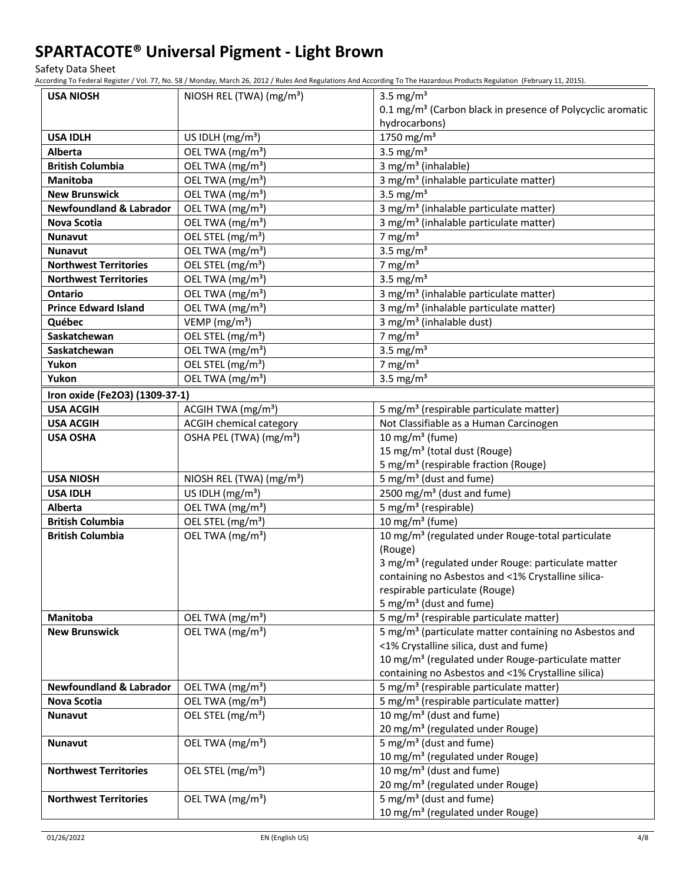# SPARTACOTE® Universal Pigment - Light Brown

Safety Data Sheet

According To Federal Register / Vol. 77, No. 58 / Monday, March 26, 2012 / Rules And Regulations And According To The Hazardous Products Regulation (February 11, 2015).

| | | |
|---|---|---|
| **USA NIOSH** | NIOSH REL (TWA) (mg/m³) | 3.5 mg/m³<br>0.1 mg/m³ (Carbon black in presence of Polycyclic aromatic hydrocarbons) |
| **USA IDLH** | US IDLH (mg/m³) | 1750 mg/m³ |
| **Alberta** | OEL TWA (mg/m³) | 3.5 mg/m³ |
| **British Columbia** | OEL TWA (mg/m³) | 3 mg/m³ (inhalable) |
| **Manitoba** | OEL TWA (mg/m³) | 3 mg/m³ (inhalable particulate matter) |
| **New Brunswick** | OEL TWA (mg/m³) | 3.5 mg/m³ |
| **Newfoundland & Labrador** | OEL TWA (mg/m³) | 3 mg/m³ (inhalable particulate matter) |
| **Nova Scotia** | OEL TWA (mg/m³) | 3 mg/m³ (inhalable particulate matter) |
| **Nunavut** | OEL STEL (mg/m³) | 7 mg/m³ |
| **Nunavut** | OEL TWA (mg/m³) | 3.5 mg/m³ |
| **Northwest Territories** | OEL STEL (mg/m³) | 7 mg/m³ |
| **Northwest Territories** | OEL TWA (mg/m³) | 3.5 mg/m³ |
| **Ontario** | OEL TWA (mg/m³) | 3 mg/m³ (inhalable particulate matter) |
| **Prince Edward Island** | OEL TWA (mg/m³) | 3 mg/m³ (inhalable particulate matter) |
| **Québec** | VEMP (mg/m³) | 3 mg/m³ (inhalable dust) |
| **Saskatchewan** | OEL STEL (mg/m³) | 7 mg/m³ |
| **Saskatchewan** | OEL TWA (mg/m³) | 3.5 mg/m³ |
| **Yukon** | OEL STEL (mg/m³) | 7 mg/m³ |
| **Yukon** | OEL TWA (mg/m³) | 3.5 mg/m³ |
| **Iron oxide (Fe2O3) (1309-37-1)** | | |
| **USA ACGIH** | ACGIH TWA (mg/m³) | 5 mg/m³ (respirable particulate matter) |
| **USA ACGIH** | ACGIH chemical category | Not Classifiable as a Human Carcinogen |
| **USA OSHA** | OSHA PEL (TWA) (mg/m³) | 10 mg/m³ (fume)<br>15 mg/m³ (total dust (Rouge)<br>5 mg/m³ (respirable fraction (Rouge) |
| **USA NIOSH** | NIOSH REL (TWA) (mg/m³) | 5 mg/m³ (dust and fume) |
| **USA IDLH** | US IDLH (mg/m³) | 2500 mg/m³ (dust and fume) |
| **Alberta** | OEL TWA (mg/m³) | 5 mg/m³ (respirable) |
| **British Columbia** | OEL STEL (mg/m³) | 10 mg/m³ (fume) |
| **British Columbia** | OEL TWA (mg/m³) | 10 mg/m³ (regulated under Rouge-total particulate (Rouge)<br>3 mg/m³ (regulated under Rouge: particulate matter containing no Asbestos and <1% Crystalline silica-respirable particulate (Rouge)<br>5 mg/m³ (dust and fume) |
| **Manitoba** | OEL TWA (mg/m³) | 5 mg/m³ (respirable particulate matter) |
| **New Brunswick** | OEL TWA (mg/m³) | 5 mg/m³ (particulate matter containing no Asbestos and <1% Crystalline silica, dust and fume)<br>10 mg/m³ (regulated under Rouge-particulate matter containing no Asbestos and <1% Crystalline silica) |
| **Newfoundland & Labrador** | OEL TWA (mg/m³) | 5 mg/m³ (respirable particulate matter) |
| **Nova Scotia** | OEL TWA (mg/m³) | 5 mg/m³ (respirable particulate matter) |
| **Nunavut** | OEL STEL (mg/m³) | 10 mg/m³ (dust and fume)<br>20 mg/m³ (regulated under Rouge) |
| **Nunavut** | OEL TWA (mg/m³) | 5 mg/m³ (dust and fume)<br>10 mg/m³ (regulated under Rouge) |
| **Northwest Territories** | OEL STEL (mg/m³) | 10 mg/m³ (dust and fume)<br>20 mg/m³ (regulated under Rouge) |
| **Northwest Territories** | OEL TWA (mg/m³) | 5 mg/m³ (dust and fume)<br>10 mg/m³ (regulated under Rouge) |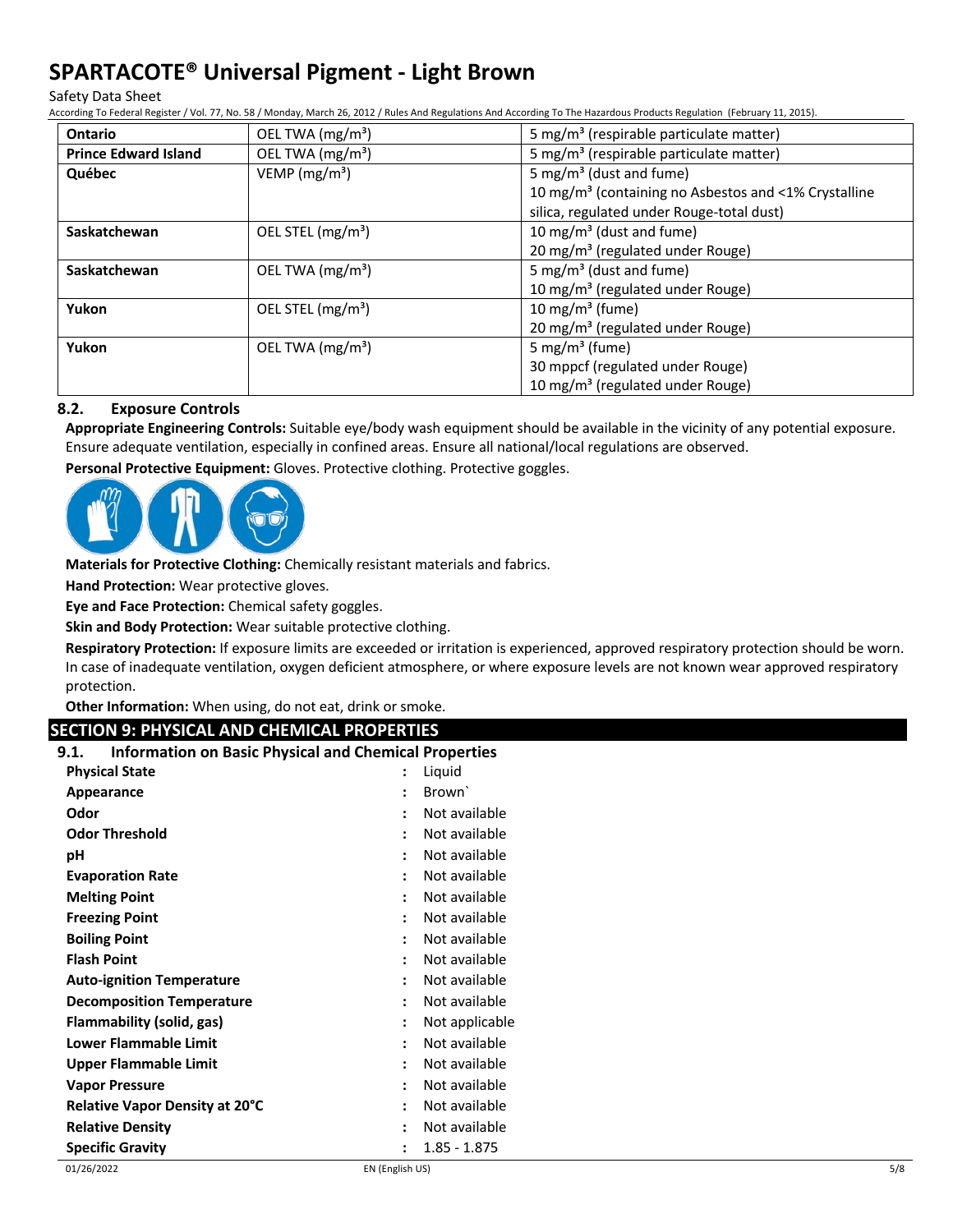| Ontario | OEL TWA (mg/m³) | 5 mg/m³ (respirable particulate matter) |
|---|---|---|
| Prince Edward Island | OEL TWA (mg/m³) | 5 mg/m³ (respirable particulate matter) |
| Québec | VEMP (mg/m³) | 5 mg/m³ (dust and fume)<br>10 mg/m³ (containing no Asbestos and <1% Crystalline silica, regulated under Rouge-total dust) |
| Saskatchewan | OEL STEL (mg/m³) | 10 mg/m³ (dust and fume)<br>20 mg/m³ (regulated under Rouge) |
| Saskatchewan | OEL TWA (mg/m³) | 5 mg/m³ (dust and fume)<br>10 mg/m³ (regulated under Rouge) |
| Yukon | OEL STEL (mg/m³) | 10 mg/m³ (fume)<br>20 mg/m³ (regulated under Rouge) |
| Yukon | OEL TWA (mg/m³) | 5 mg/m³ (fume)<br>30 mppcf (regulated under Rouge)<br>10 mg/m³ (regulated under Rouge) |

### 8.2. Exposure Controls

**Appropriate Engineering Controls:** Suitable eye/body wash equipment should be available in the vicinity of any potential exposure. Ensure adequate ventilation, especially in confined areas. Ensure all national/local regulations are observed.

**Personal Protective Equipment:** Gloves. Protective clothing. Protective goggles.

**Materials for Protective Clothing:** Chemically resistant materials and fabrics.

**Hand Protection:** Wear protective gloves.

**Eye and Face Protection:** Chemical safety goggles.

**Skin and Body Protection:** Wear suitable protective clothing.

**Respiratory Protection:** If exposure limits are exceeded or irritation is experienced, approved respiratory protection should be worn. In case of inadequate ventilation, oxygen deficient atmosphere, or where exposure levels are not known wear approved respiratory protection.

**Other Information:** When using, do not eat, drink or smoke.

## SECTION 9: PHYSICAL AND CHEMICAL PROPERTIES

### 9.1. Information on Basic Physical and Chemical Properties

| | | |
|---|---|---|
| **Physical State** | : | Liquid |
| **Appearance** | : | Brown` |
| **Odor** | : | Not available |
| **Odor Threshold** | : | Not available |
| **pH** | : | Not available |
| **Evaporation Rate** | : | Not available |
| **Melting Point** | : | Not available |
| **Freezing Point** | : | Not available |
| **Boiling Point** | : | Not available |
| **Flash Point** | : | Not available |
| **Auto-ignition Temperature** | : | Not available |
| **Decomposition Temperature** | : | Not available |
| **Flammability (solid, gas)** | : | Not applicable |
| **Lower Flammable Limit** | : | Not available |
| **Upper Flammable Limit** | : | Not available |
| **Vapor Pressure** | : | Not available |
| **Relative Vapor Density at 20°C** | : | Not available |
| **Relative Density** | : | Not available |
| **Specific Gravity** | : | 1.85 - 1.875 |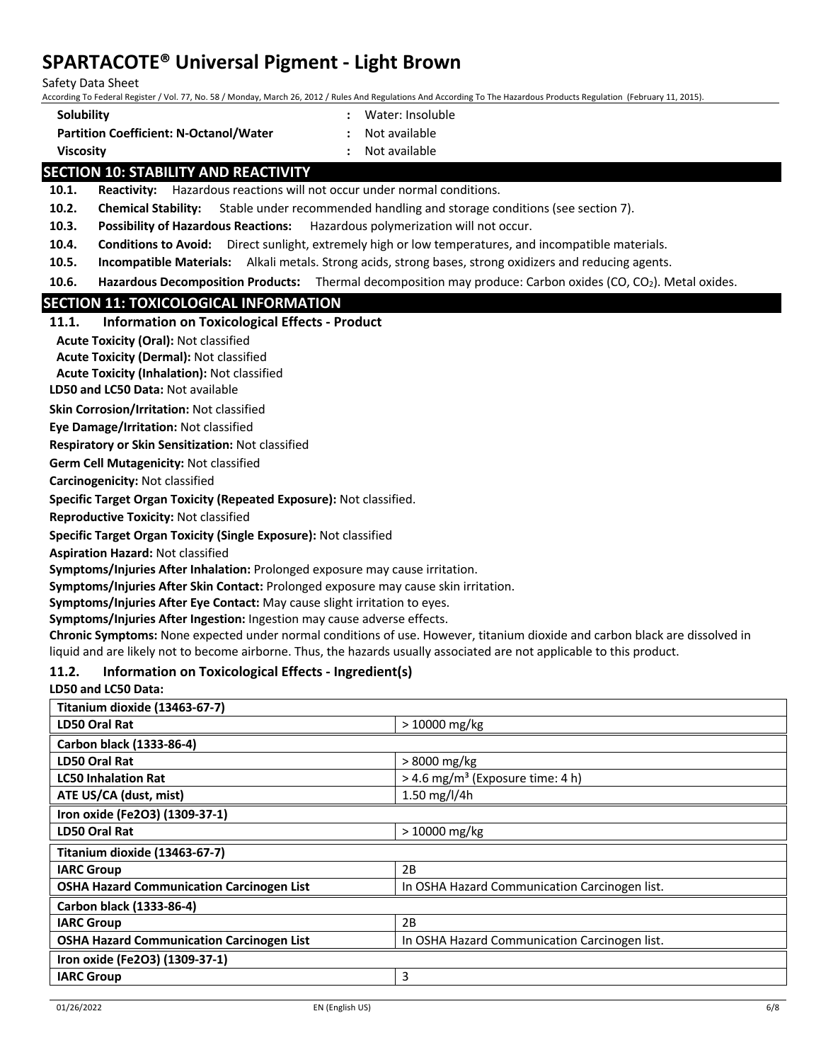| | | |
|---|---|---|
| **Solubility** | : | Water: Insoluble |
| **Partition Coefficient: N-Octanol/Water** | : | Not available |
| **Viscosity** | : | Not available |

## SECTION 10: STABILITY AND REACTIVITY

**10.1. Reactivity:** Hazardous reactions will not occur under normal conditions.

**10.2. Chemical Stability:** Stable under recommended handling and storage conditions (see section 7).

**10.3. Possibility of Hazardous Reactions:** Hazardous polymerization will not occur.

**10.4. Conditions to Avoid:** Direct sunlight, extremely high or low temperatures, and incompatible materials.

**10.5. Incompatible Materials:** Alkali metals. Strong acids, strong bases, strong oxidizers and reducing agents.

**10.6. Hazardous Decomposition Products:** Thermal decomposition may produce: Carbon oxides ($CO$, $CO_2$). Metal oxides.

## SECTION 11: TOXICOLOGICAL INFORMATION

### 11.1. Information on Toxicological Effects - Product

**Acute Toxicity (Oral):** Not classified

**Acute Toxicity (Dermal):** Not classified

**Acute Toxicity (Inhalation):** Not classified

**LD50 and LC50 Data:** Not available

**Skin Corrosion/Irritation:** Not classified

**Eye Damage/Irritation:** Not classified

**Respiratory or Skin Sensitization:** Not classified

**Germ Cell Mutagenicity:** Not classified

**Carcinogenicity:** Not classified

**Specific Target Organ Toxicity (Repeated Exposure):** Not classified.

**Reproductive Toxicity:** Not classified

**Specific Target Organ Toxicity (Single Exposure):** Not classified

**Aspiration Hazard:** Not classified

**Symptoms/Injuries After Inhalation:** Prolonged exposure may cause irritation.

**Symptoms/Injuries After Skin Contact:** Prolonged exposure may cause skin irritation.

**Symptoms/Injuries After Eye Contact:** May cause slight irritation to eyes.

**Symptoms/Injuries After Ingestion:** Ingestion may cause adverse effects.

**Chronic Symptoms:** None expected under normal conditions of use. However, titanium dioxide and carbon black are dissolved in liquid and are likely not to become airborne. Thus, the hazards usually associated are not applicable to this product.

### 11.2. Information on Toxicological Effects - Ingredient(s)

**LD50 and LC50 Data:**

| **Titanium dioxide (13463-67-7)** | |
|---|---|
| **LD50 Oral Rat** | > 10000 mg/kg |
| **Carbon black (1333-86-4)** | |
| **LD50 Oral Rat** | > 8000 mg/kg |
| **LC50 Inhalation Rat** | > 4.6 mg/m³ (Exposure time: 4 h) |
| **ATE US/CA (dust, mist)** | 1.50 mg/l/4h |
| **Iron oxide (Fe2O3) (1309-37-1)** | |
| **LD50 Oral Rat** | > 10000 mg/kg |

| **Titanium dioxide (13463-67-7)** | |
|---|---|
| **IARC Group** | 2B |
| **OSHA Hazard Communication Carcinogen List** | In OSHA Hazard Communication Carcinogen list. |
| **Carbon black (1333-86-4)** | |
| **IARC Group** | 2B |
| **OSHA Hazard Communication Carcinogen List** | In OSHA Hazard Communication Carcinogen list. |
| **Iron oxide (Fe2O3) (1309-37-1)** | |
| **IARC Group** | 3 |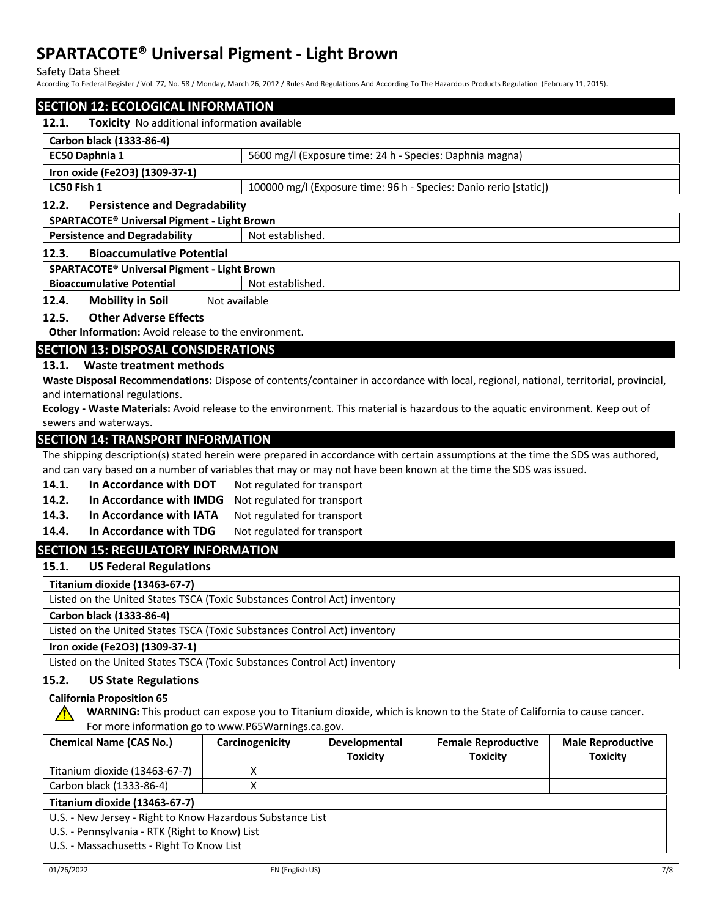## SECTION 12: ECOLOGICAL INFORMATION

**12.1. Toxicity** No additional information available

| **Carbon black (1333-86-4)** | |
|---|---|
| **EC50 Daphnia 1** | 5600 mg/l (Exposure time: 24 h - Species: Daphnia magna) |
| **Iron oxide ($Fe_2O_3$) (1309-37-1)** | |
| **LC50 Fish 1** | 100000 mg/l (Exposure time: 96 h - Species: Danio rerio [static]) |

**12.2. Persistence and Degradability**

| **SPARTACOTE® Universal Pigment - Light Brown** | |
|---|---|
| **Persistence and Degradability** | Not established. |

**12.3. Bioaccumulative Potential**

| **SPARTACOTE® Universal Pigment - Light Brown** | |
|---|---|
| **Bioaccumulative Potential** | Not established. |

**12.4. Mobility in Soil** Not available

**12.5. Other Adverse Effects**

**Other Information:** Avoid release to the environment.

## SECTION 13: DISPOSAL CONSIDERATIONS

**13.1. Waste treatment methods**

**Waste Disposal Recommendations:** Dispose of contents/container in accordance with local, regional, national, territorial, provincial, and international regulations.

**Ecology - Waste Materials:** Avoid release to the environment. This material is hazardous to the aquatic environment. Keep out of sewers and waterways.

## SECTION 14: TRANSPORT INFORMATION

The shipping description(s) stated herein were prepared in accordance with certain assumptions at the time the SDS was authored, and can vary based on a number of variables that may or may not have been known at the time the SDS was issued.

**14.1. In Accordance with DOT** Not regulated for transport

**14.2. In Accordance with IMDG** Not regulated for transport

**14.3. In Accordance with IATA** Not regulated for transport

**14.4. In Accordance with TDG** Not regulated for transport

## SECTION 15: REGULATORY INFORMATION

**15.1. US Federal Regulations**

| **Titanium dioxide (13463-67-7)** |
|---|
| Listed on the United States TSCA (Toxic Substances Control Act) inventory |
| **Carbon black (1333-86-4)** |
| Listed on the United States TSCA (Toxic Substances Control Act) inventory |
| **Iron oxide ($Fe_2O_3$) (1309-37-1)** |
| Listed on the United States TSCA (Toxic Substances Control Act) inventory |

**15.2. US State Regulations**

**California Proposition 65**

**WARNING:** This product can expose you to Titanium dioxide, which is known to the State of California to cause cancer. For more information go to www.P65Warnings.ca.gov.

| Chemical Name (CAS No.) | Carcinogenicity | Developmental Toxicity | Female Reproductive Toxicity | Male Reproductive Toxicity |
|---|---|---|---|---|
| Titanium dioxide (13463-67-7) | X | | | |
| Carbon black (1333-86-4) | X | | | |

| **Titanium dioxide (13463-67-7)** |
|---|
| U.S. - New Jersey - Right to Know Hazardous Substance List |
| U.S. - Pennsylvania - RTK (Right to Know) List |
| U.S. - Massachusetts - Right To Know List |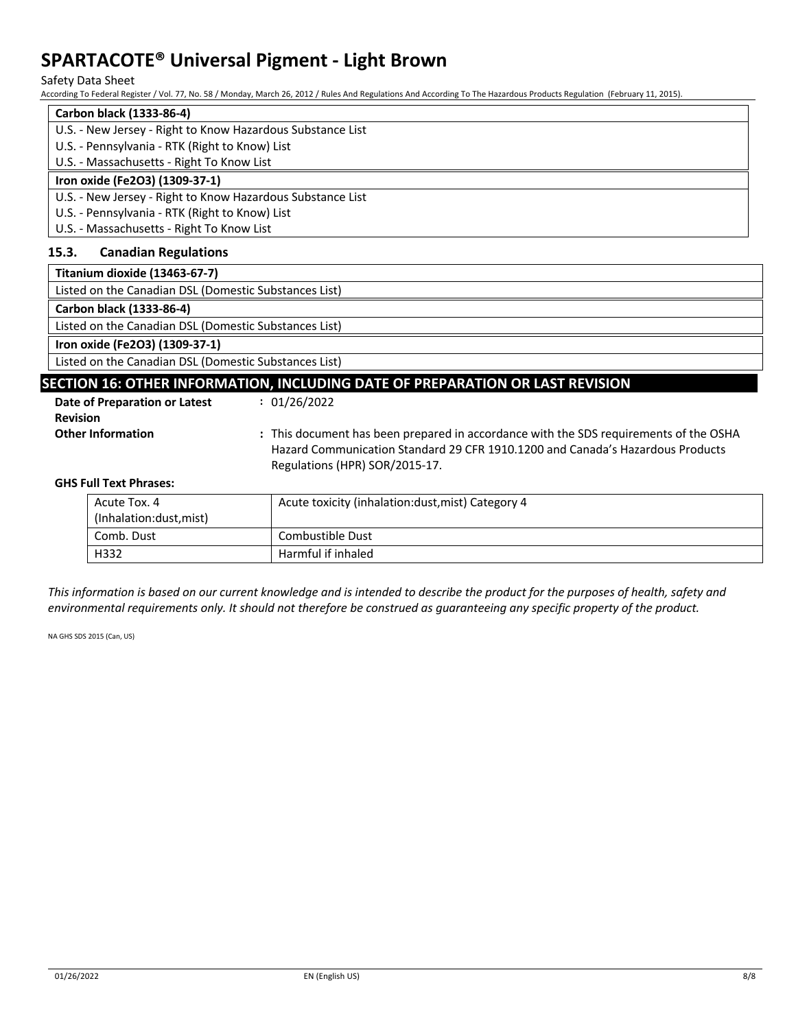| Carbon black (1333-86-4) |
|---|
| U.S. - New Jersey - Right to Know Hazardous Substance List |
| U.S. - Pennsylvania - RTK (Right to Know) List |
| U.S. - Massachusetts - Right To Know List |

| Iron oxide (Fe2O3) (1309-37-1) |
|---|
| U.S. - New Jersey - Right to Know Hazardous Substance List |
| U.S. - Pennsylvania - RTK (Right to Know) List |
| U.S. - Massachusetts - Right To Know List |

### 15.3. Canadian Regulations

| Titanium dioxide (13463-67-7) |
|---|
| Listed on the Canadian DSL (Domestic Substances List) |

| Carbon black (1333-86-4) |
|---|
| Listed on the Canadian DSL (Domestic Substances List) |

| Iron oxide (Fe2O3) (1309-37-1) |
|---|
| Listed on the Canadian DSL (Domestic Substances List) |

## SECTION 16: OTHER INFORMATION, INCLUDING DATE OF PREPARATION OR LAST REVISION

**Date of Preparation or Latest Revision** : 01/26/2022

**Other Information** : This document has been prepared in accordance with the SDS requirements of the OSHA Hazard Communication Standard 29 CFR 1910.1200 and Canada's Hazardous Products Regulations (HPR) SOR/2015-17.

**GHS Full Text Phrases:**

| | |
|---|---|
| Acute Tox. 4 (Inhalation:dust,mist) | Acute toxicity (inhalation:dust,mist) Category 4 |
| Comb. Dust | Combustible Dust |
| H332 | Harmful if inhaled |

*This information is based on our current knowledge and is intended to describe the product for the purposes of health, safety and environmental requirements only. It should not therefore be construed as guaranteeing any specific property of the product.*

NA GHS SDS 2015 (Can, US)